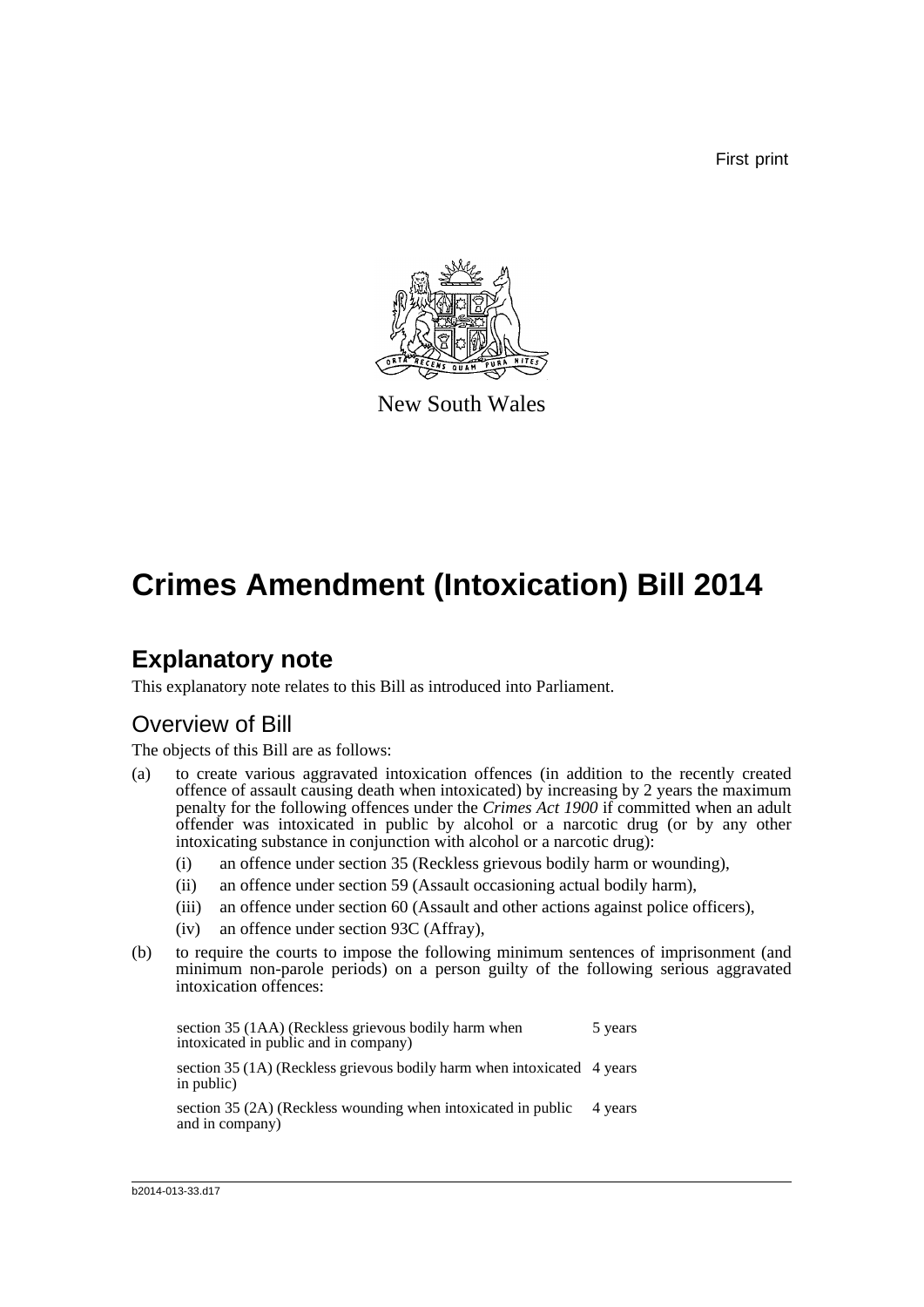First print

New South Wales

# Crimes Amendment (Intoxication) Bill 2014

## Explanatory note

This explanatory note relates to this Bill as introduced into Parliament.

### Overview of Bill

The objects of this Bill are as follows:

(a) to create various aggravated intoxication offences (in addition to the recently created offence of assault causing death when intoxicated) by increasing by 2 years the maximum penalty for the following offences under the *Crimes Act 1900* if committed when an adult offender was intoxicated in public by alcohol or a narcotic drug (or by any other intoxicating substance in conjunction with alcohol or a narcotic drug):

   (i) an offence under section 35 (Reckless grievous bodily harm or wounding),

   (ii) an offence under section 59 (Assault occasioning actual bodily harm),

   (iii) an offence under section 60 (Assault and other actions against police officers),

   (iv) an offence under section 93C (Affray),

(b) to require the courts to impose the following minimum sentences of imprisonment (and minimum non-parole periods) on a person guilty of the following serious aggravated intoxication offences:

| | |
|---|---|
| section 35 (1AA) (Reckless grievous bodily harm when intoxicated in public and in company) | 5 years |
| section 35 (1A) (Reckless grievous bodily harm when intoxicated in public) | 4 years |
| section 35 (2A) (Reckless wounding when intoxicated in public and in company) | 4 years |

b2014-013-33.d17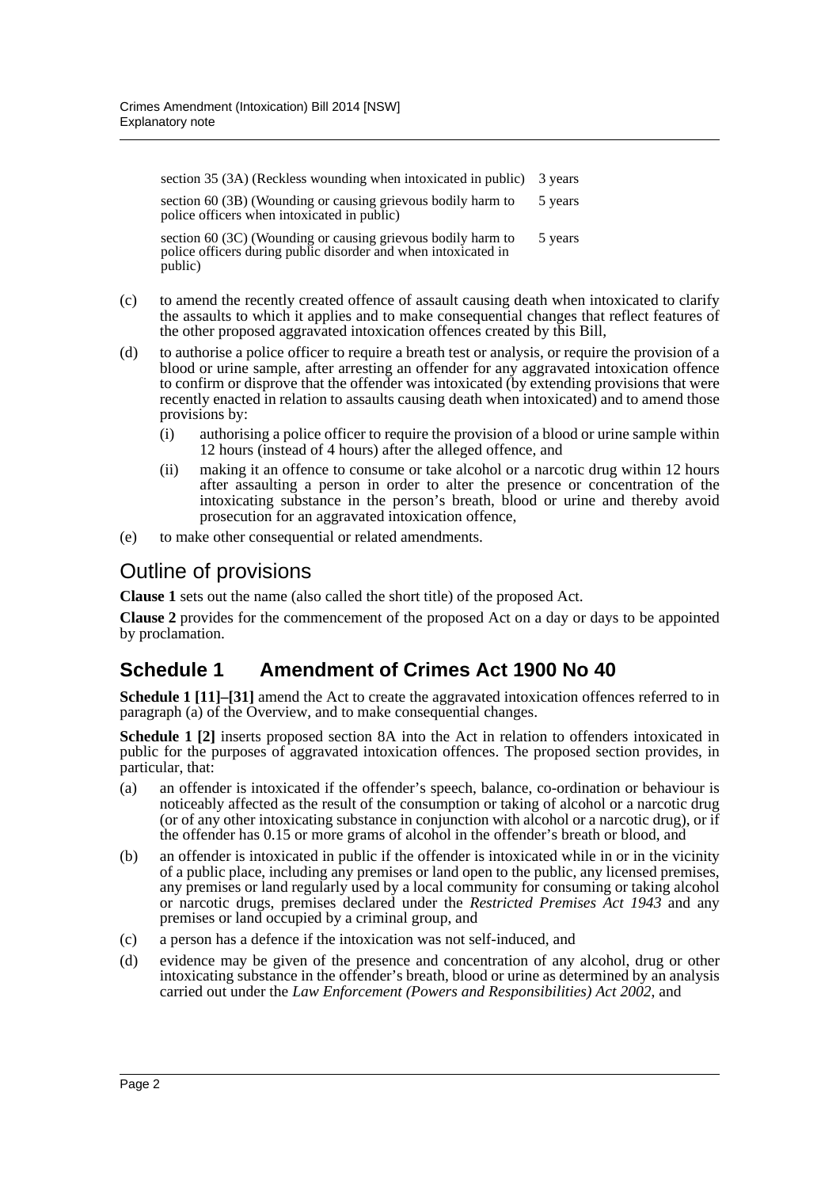| | |
|---|---|
| section 35 (3A) (Reckless wounding when intoxicated in public) | 3 years |
| section 60 (3B) (Wounding or causing grievous bodily harm to police officers when intoxicated in public) | 5 years |
| section 60 (3C) (Wounding or causing grievous bodily harm to police officers during public disorder and when intoxicated in public) | 5 years |

(c) to amend the recently created offence of assault causing death when intoxicated to clarify the assaults to which it applies and to make consequential changes that reflect features of the other proposed aggravated intoxication offences created by this Bill,

(d) to authorise a police officer to require a breath test or analysis, or require the provision of a blood or urine sample, after arresting an offender for any aggravated intoxication offence to confirm or disprove that the offender was intoxicated (by extending provisions that were recently enacted in relation to assaults causing death when intoxicated) and to amend those provisions by:

 (i) authorising a police officer to require the provision of a blood or urine sample within 12 hours (instead of 4 hours) after the alleged offence, and

 (ii) making it an offence to consume or take alcohol or a narcotic drug within 12 hours after assaulting a person in order to alter the presence or concentration of the intoxicating substance in the person's breath, blood or urine and thereby avoid prosecution for an aggravated intoxication offence,

(e) to make other consequential or related amendments.

## Outline of provisions

**Clause 1** sets out the name (also called the short title) of the proposed Act.

**Clause 2** provides for the commencement of the proposed Act on a day or days to be appointed by proclamation.

## Schedule 1 Amendment of Crimes Act 1900 No 40

**Schedule 1 [11]–[31]** amend the Act to create the aggravated intoxication offences referred to in paragraph (a) of the Overview, and to make consequential changes.

**Schedule 1 [2]** inserts proposed section 8A into the Act in relation to offenders intoxicated in public for the purposes of aggravated intoxication offences. The proposed section provides, in particular, that:

(a) an offender is intoxicated if the offender's speech, balance, co-ordination or behaviour is noticeably affected as the result of the consumption or taking of alcohol or a narcotic drug (or of any other intoxicating substance in conjunction with alcohol or a narcotic drug), or if the offender has 0.15 or more grams of alcohol in the offender's breath or blood, and

(b) an offender is intoxicated in public if the offender is intoxicated while in or in the vicinity of a public place, including any premises or land open to the public, any licensed premises, any premises or land regularly used by a local community for consuming or taking alcohol or narcotic drugs, premises declared under the *Restricted Premises Act 1943* and any premises or land occupied by a criminal group, and

(c) a person has a defence if the intoxication was not self-induced, and

(d) evidence may be given of the presence and concentration of any alcohol, drug or other intoxicating substance in the offender's breath, blood or urine as determined by an analysis carried out under the *Law Enforcement (Powers and Responsibilities) Act 2002*, and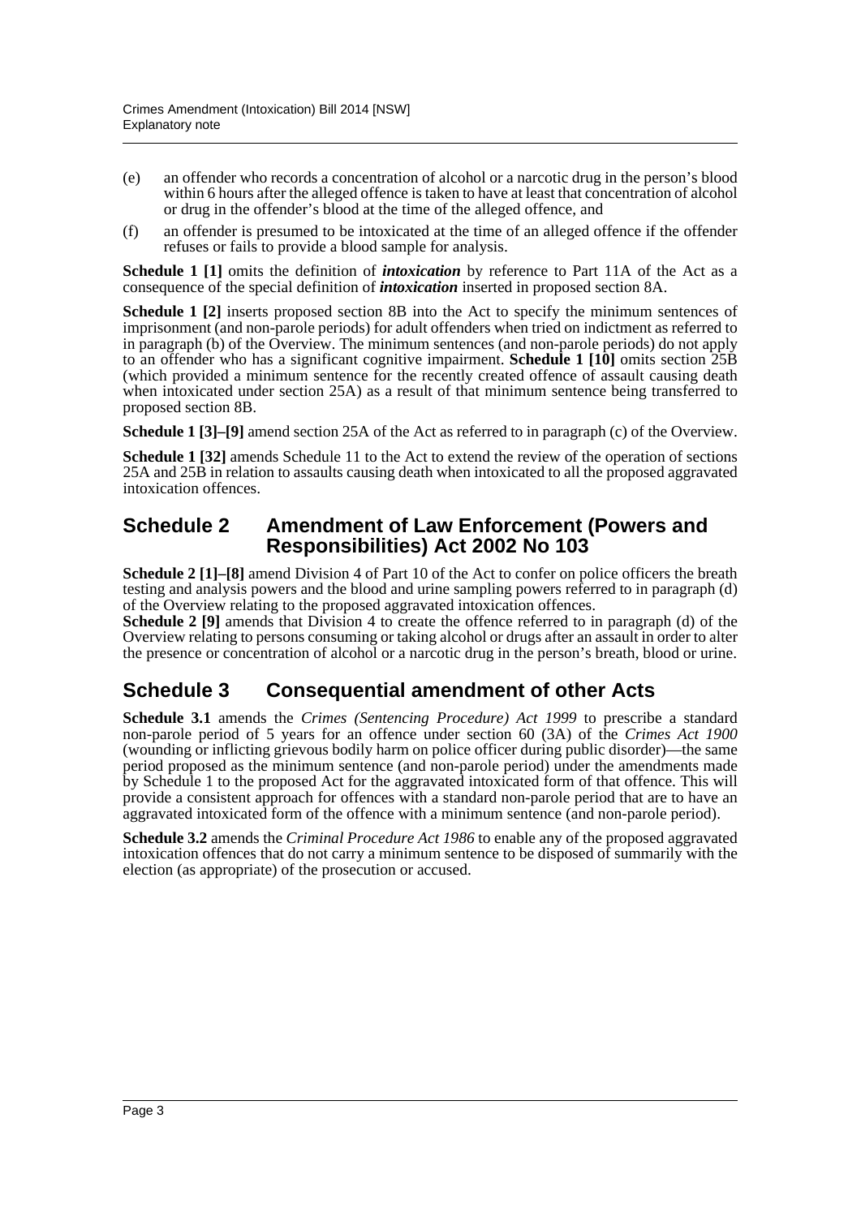(e) an offender who records a concentration of alcohol or a narcotic drug in the person's blood within 6 hours after the alleged offence is taken to have at least that concentration of alcohol or drug in the offender's blood at the time of the alleged offence, and

(f) an offender is presumed to be intoxicated at the time of an alleged offence if the offender refuses or fails to provide a blood sample for analysis.

**Schedule 1 [1]** omits the definition of ***intoxication*** by reference to Part 11A of the Act as a consequence of the special definition of ***intoxication*** inserted in proposed section 8A.

**Schedule 1 [2]** inserts proposed section 8B into the Act to specify the minimum sentences of imprisonment (and non-parole periods) for adult offenders when tried on indictment as referred to in paragraph (b) of the Overview. The minimum sentences (and non-parole periods) do not apply to an offender who has a significant cognitive impairment. **Schedule 1 [10]** omits section 25B (which provided a minimum sentence for the recently created offence of assault causing death when intoxicated under section 25A) as a result of that minimum sentence being transferred to proposed section 8B.

**Schedule 1 [3]–[9]** amend section 25A of the Act as referred to in paragraph (c) of the Overview.

**Schedule 1 [32]** amends Schedule 11 to the Act to extend the review of the operation of sections 25A and 25B in relation to assaults causing death when intoxicated to all the proposed aggravated intoxication offences.

## Schedule 2 Amendment of Law Enforcement (Powers and Responsibilities) Act 2002 No 103

**Schedule 2 [1]–[8]** amend Division 4 of Part 10 of the Act to confer on police officers the breath testing and analysis powers and the blood and urine sampling powers referred to in paragraph (d) of the Overview relating to the proposed aggravated intoxication offences.

**Schedule 2 [9]** amends that Division 4 to create the offence referred to in paragraph (d) of the Overview relating to persons consuming or taking alcohol or drugs after an assault in order to alter the presence or concentration of alcohol or a narcotic drug in the person's breath, blood or urine.

## Schedule 3 Consequential amendment of other Acts

**Schedule 3.1** amends the *Crimes (Sentencing Procedure) Act 1999* to prescribe a standard non-parole period of 5 years for an offence under section 60 (3A) of the *Crimes Act 1900* (wounding or inflicting grievous bodily harm on police officer during public disorder)—the same period proposed as the minimum sentence (and non-parole period) under the amendments made by Schedule 1 to the proposed Act for the aggravated intoxicated form of that offence. This will provide a consistent approach for offences with a standard non-parole period that are to have an aggravated intoxicated form of the offence with a minimum sentence (and non-parole period).

**Schedule 3.2** amends the *Criminal Procedure Act 1986* to enable any of the proposed aggravated intoxication offences that do not carry a minimum sentence to be disposed of summarily with the election (as appropriate) of the prosecution or accused.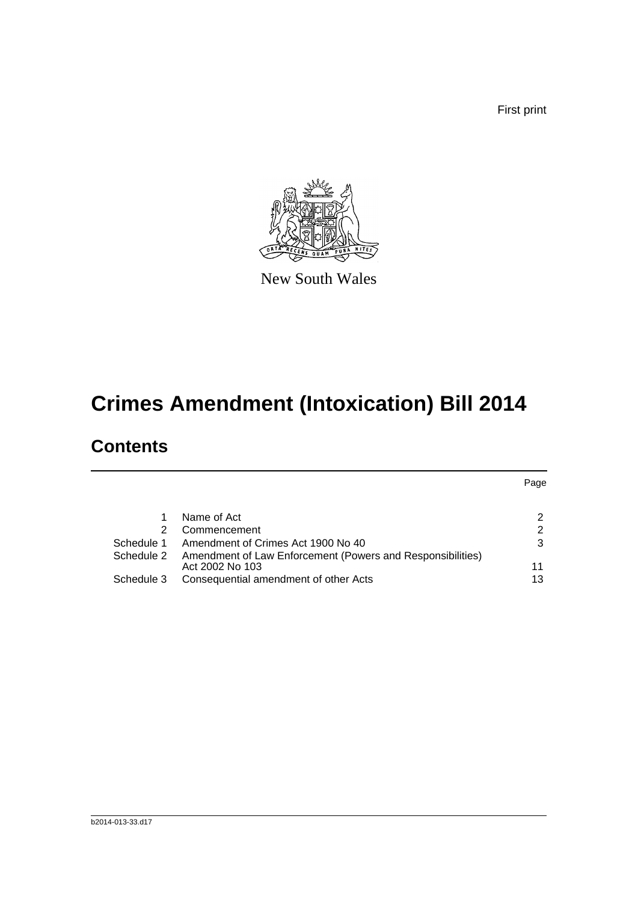First print

New South Wales

# Crimes Amendment (Intoxication) Bill 2014

## Contents

| | | Page |
|---|---|---|
| 1 | Name of Act | 2 |
| 2 | Commencement | 2 |
| Schedule 1 | Amendment of Crimes Act 1900 No 40 | 3 |
| Schedule 2 | Amendment of Law Enforcement (Powers and Responsibilities) Act 2002 No 103 | 11 |
| Schedule 3 | Consequential amendment of other Acts | 13 |

b2014-013-33.d17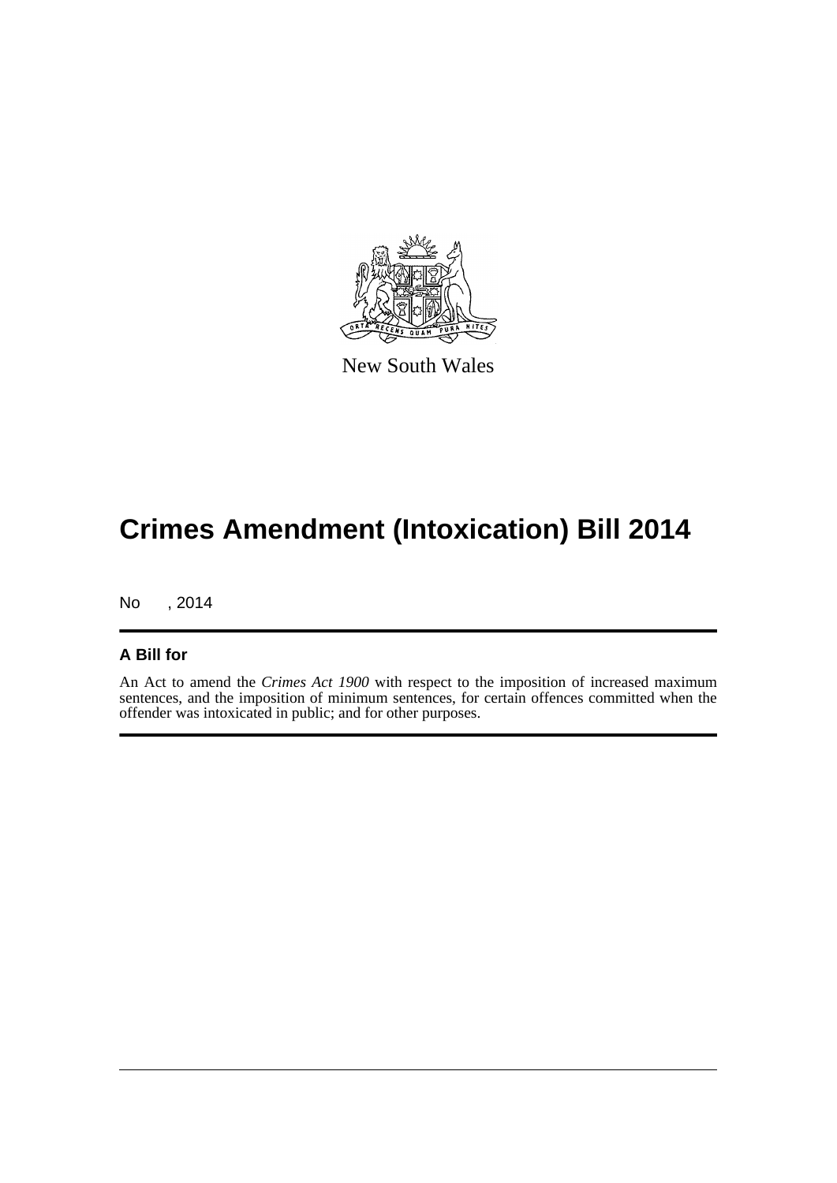New South Wales

# Crimes Amendment (Intoxication) Bill 2014

No , 2014

## A Bill for

An Act to amend the *Crimes Act 1900* with respect to the imposition of increased maximum sentences, and the imposition of minimum sentences, for certain offences committed when the offender was intoxicated in public; and for other purposes.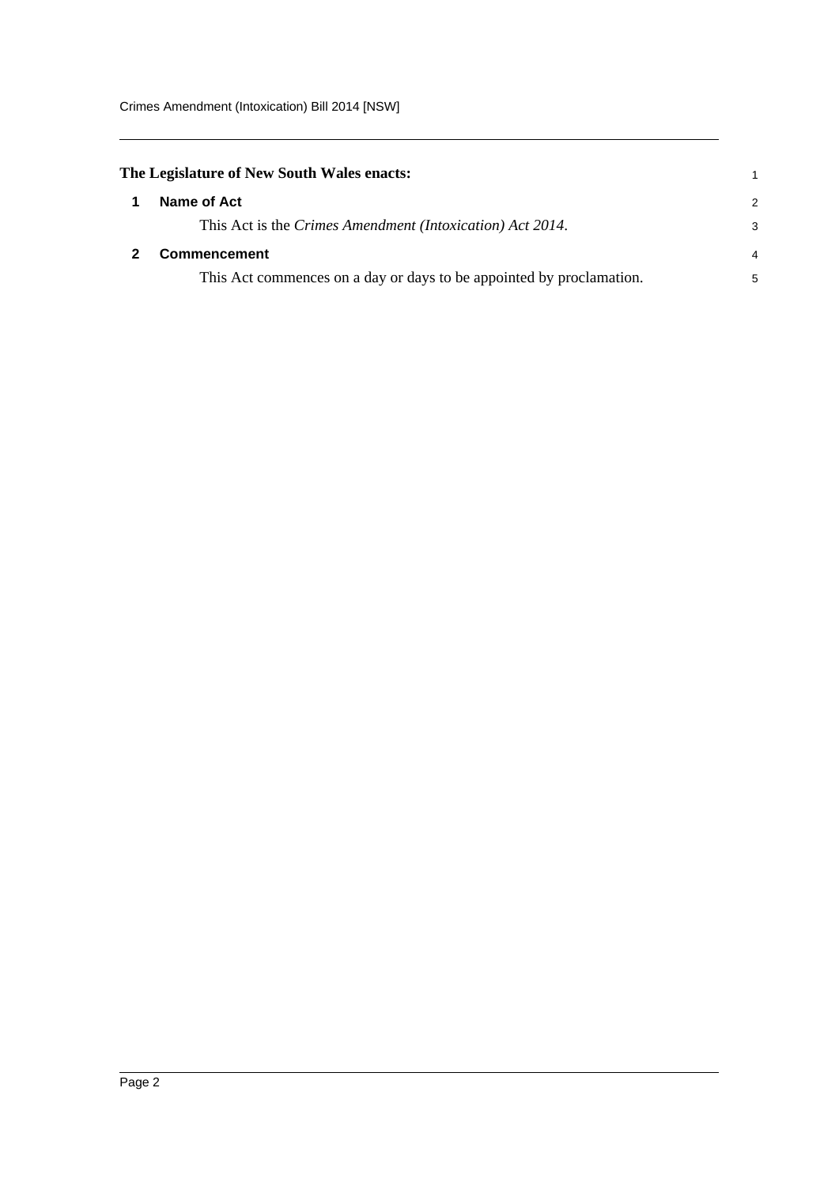**The Legislature of New South Wales enacts:**

## 1 Name of Act

This Act is the *Crimes Amendment (Intoxication) Act 2014*.

## 2 Commencement

This Act commences on a day or days to be appointed by proclamation.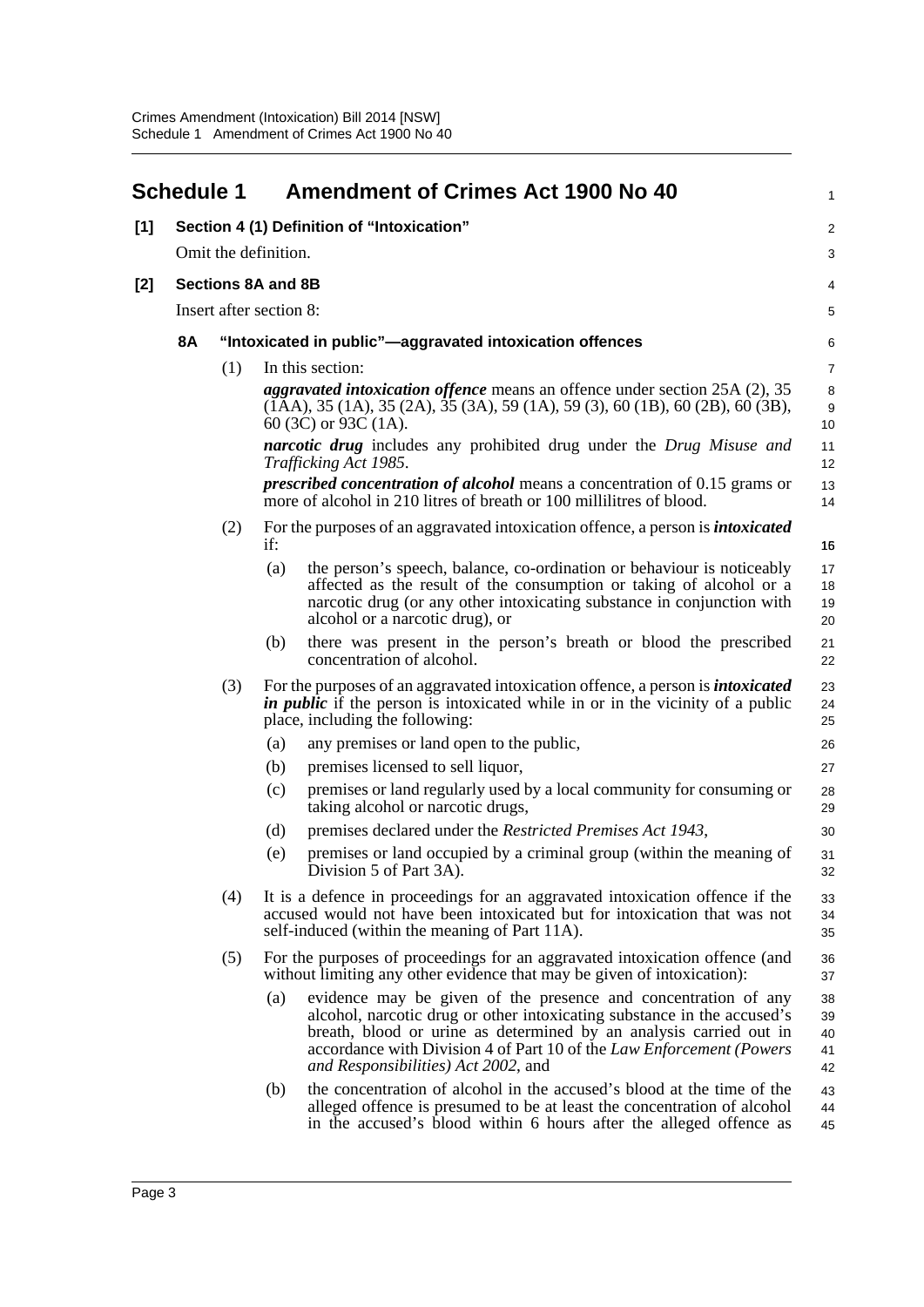## Schedule 1 Amendment of Crimes Act 1900 No 40

**[1] Section 4 (1) Definition of "Intoxication"**

Omit the definition.

**[2] Sections 8A and 8B**

Insert after section 8:

**8A "Intoxicated in public"—aggravated intoxication offences**

(1) In this section:

***aggravated intoxication offence*** means an offence under section 25A (2), 35 (1AA), 35 (1A), 35 (2A), 35 (3A), 59 (1A), 59 (3), 60 (1B), 60 (2B), 60 (3B), 60 (3C) or 93C (1A).

***narcotic drug*** includes any prohibited drug under the *Drug Misuse and Trafficking Act 1985*.

***prescribed concentration of alcohol*** means a concentration of 0.15 grams or more of alcohol in 210 litres of breath or 100 millilitres of blood.

(2) For the purposes of an aggravated intoxication offence, a person is ***intoxicated*** if:

(a) the person's speech, balance, co-ordination or behaviour is noticeably affected as the result of the consumption or taking of alcohol or a narcotic drug (or any other intoxicating substance in conjunction with alcohol or a narcotic drug), or

(b) there was present in the person's breath or blood the prescribed concentration of alcohol.

(3) For the purposes of an aggravated intoxication offence, a person is ***intoxicated in public*** if the person is intoxicated while in or in the vicinity of a public place, including the following:

(a) any premises or land open to the public,

(b) premises licensed to sell liquor,

(c) premises or land regularly used by a local community for consuming or taking alcohol or narcotic drugs,

(d) premises declared under the *Restricted Premises Act 1943*,

(e) premises or land occupied by a criminal group (within the meaning of Division 5 of Part 3A).

(4) It is a defence in proceedings for an aggravated intoxication offence if the accused would not have been intoxicated but for intoxication that was not self-induced (within the meaning of Part 11A).

(5) For the purposes of proceedings for an aggravated intoxication offence (and without limiting any other evidence that may be given of intoxication):

(a) evidence may be given of the presence and concentration of any alcohol, narcotic drug or other intoxicating substance in the accused's breath, blood or urine as determined by an analysis carried out in accordance with Division 4 of Part 10 of the *Law Enforcement (Powers and Responsibilities) Act 2002*, and

(b) the concentration of alcohol in the accused's blood at the time of the alleged offence is presumed to be at least the concentration of alcohol in the accused's blood within 6 hours after the alleged offence as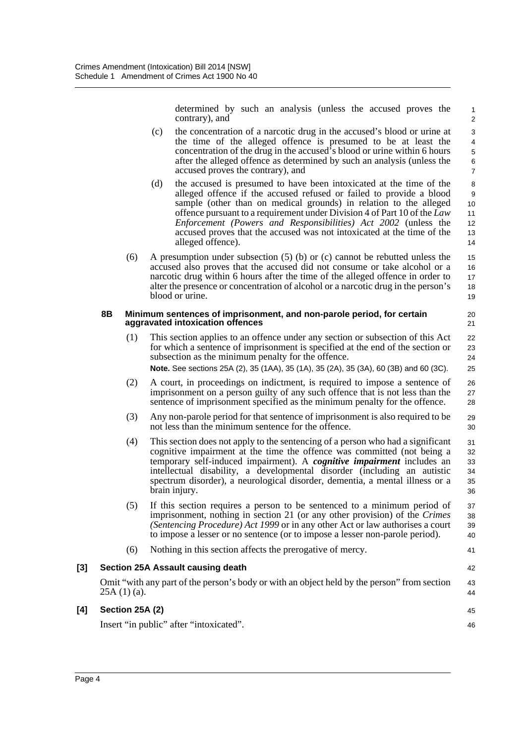determined by such an analysis (unless the accused proves the contrary), and

(c) the concentration of a narcotic drug in the accused's blood or urine at the time of the alleged offence is presumed to be at least the concentration of the drug in the accused's blood or urine within 6 hours after the alleged offence as determined by such an analysis (unless the accused proves the contrary), and

(d) the accused is presumed to have been intoxicated at the time of the alleged offence if the accused refused or failed to provide a blood sample (other than on medical grounds) in relation to the alleged offence pursuant to a requirement under Division 4 of Part 10 of the *Law Enforcement (Powers and Responsibilities) Act 2002* (unless the accused proves that the accused was not intoxicated at the time of the alleged offence).

(6) A presumption under subsection (5) (b) or (c) cannot be rebutted unless the accused also proves that the accused did not consume or take alcohol or a narcotic drug within 6 hours after the time of the alleged offence in order to alter the presence or concentration of alcohol or a narcotic drug in the person's blood or urine.

**8B Minimum sentences of imprisonment, and non-parole period, for certain aggravated intoxication offences**

(1) This section applies to an offence under any section or subsection of this Act for which a sentence of imprisonment is specified at the end of the section or subsection as the minimum penalty for the offence.

**Note.** See sections 25A (2), 35 (1AA), 35 (1A), 35 (2A), 35 (3A), 60 (3B) and 60 (3C).

(2) A court, in proceedings on indictment, is required to impose a sentence of imprisonment on a person guilty of any such offence that is not less than the sentence of imprisonment specified as the minimum penalty for the offence.

(3) Any non-parole period for that sentence of imprisonment is also required to be not less than the minimum sentence for the offence.

(4) This section does not apply to the sentencing of a person who had a significant cognitive impairment at the time the offence was committed (not being a temporary self-induced impairment). A ***cognitive impairment*** includes an intellectual disability, a developmental disorder (including an autistic spectrum disorder), a neurological disorder, dementia, a mental illness or a brain injury.

(5) If this section requires a person to be sentenced to a minimum period of imprisonment, nothing in section 21 (or any other provision) of the *Crimes (Sentencing Procedure) Act 1999* or in any other Act or law authorises a court to impose a lesser or no sentence (or to impose a lesser non-parole period).

(6) Nothing in this section affects the prerogative of mercy.

**[3] Section 25A Assault causing death**

Omit "with any part of the person's body or with an object held by the person" from section 25A (1) (a).

**[4] Section 25A (2)**

Insert "in public" after "intoxicated".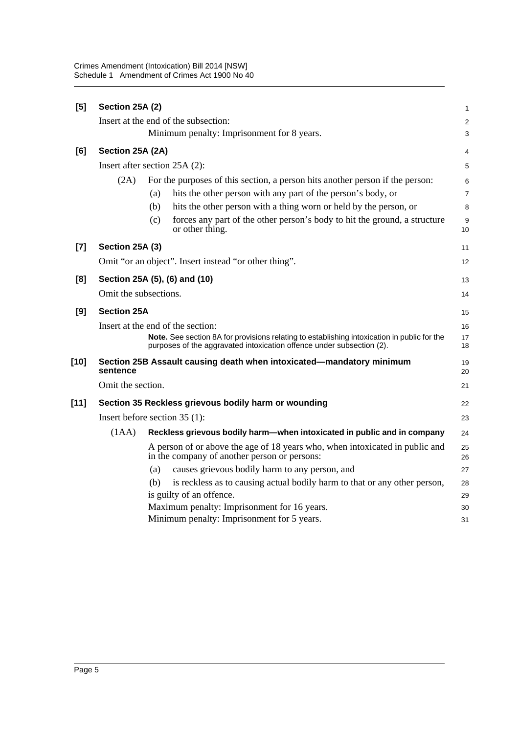**[5] Section 25A (2)**

Insert at the end of the subsection:

Minimum penalty: Imprisonment for 8 years.

**[6] Section 25A (2A)**

Insert after section 25A (2):

(2A) For the purposes of this section, a person hits another person if the person:

(a) hits the other person with any part of the person's body, or

(b) hits the other person with a thing worn or held by the person, or

(c) forces any part of the other person's body to hit the ground, a structure or other thing.

**[7] Section 25A (3)**

Omit "or an object". Insert instead "or other thing".

**[8] Section 25A (5), (6) and (10)**

Omit the subsections.

**[9] Section 25A**

Insert at the end of the section:

**Note.** See section 8A for provisions relating to establishing intoxication in public for the purposes of the aggravated intoxication offence under subsection (2).

**[10] Section 25B Assault causing death when intoxicated—mandatory minimum sentence**

Omit the section.

**[11] Section 35 Reckless grievous bodily harm or wounding**

Insert before section 35 (1):

(1AA) **Reckless grievous bodily harm—when intoxicated in public and in company**

A person of or above the age of 18 years who, when intoxicated in public and in the company of another person or persons:

(a) causes grievous bodily harm to any person, and

(b) is reckless as to causing actual bodily harm to that or any other person,

is guilty of an offence.

Maximum penalty: Imprisonment for 16 years.

Minimum penalty: Imprisonment for 5 years.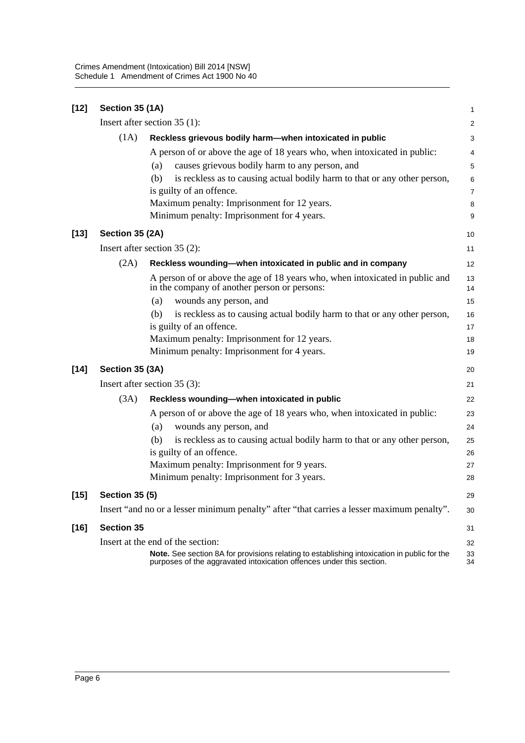**[12] Section 35 (1A)**

Insert after section 35 (1):

(1A) **Reckless grievous bodily harm—when intoxicated in public**

A person of or above the age of 18 years who, when intoxicated in public:

(a) causes grievous bodily harm to any person, and

(b) is reckless as to causing actual bodily harm to that or any other person,

is guilty of an offence.

Maximum penalty: Imprisonment for 12 years.

Minimum penalty: Imprisonment for 4 years.

**[13] Section 35 (2A)**

Insert after section 35 (2):

(2A) **Reckless wounding—when intoxicated in public and in company**

A person of or above the age of 18 years who, when intoxicated in public and in the company of another person or persons:

(a) wounds any person, and

(b) is reckless as to causing actual bodily harm to that or any other person,

is guilty of an offence.

Maximum penalty: Imprisonment for 12 years.

Minimum penalty: Imprisonment for 4 years.

**[14] Section 35 (3A)**

Insert after section 35 (3):

(3A) **Reckless wounding—when intoxicated in public**

A person of or above the age of 18 years who, when intoxicated in public:

(a) wounds any person, and

(b) is reckless as to causing actual bodily harm to that or any other person,

is guilty of an offence.

Maximum penalty: Imprisonment for 9 years.

Minimum penalty: Imprisonment for 3 years.

**[15] Section 35 (5)**

Insert "and no or a lesser minimum penalty" after "that carries a lesser maximum penalty".

**[16] Section 35**

Insert at the end of the section:

**Note.** See section 8A for provisions relating to establishing intoxication in public for the purposes of the aggravated intoxication offences under this section.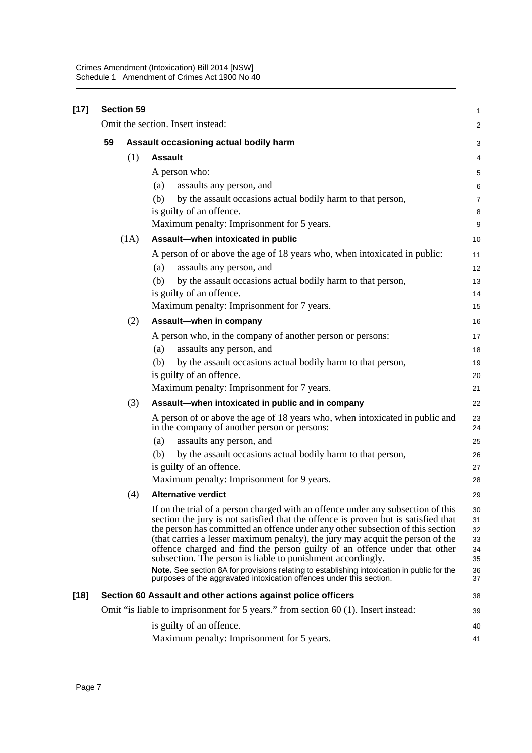**[17] Section 59**

Omit the section. Insert instead:

**59 Assault occasioning actual bodily harm**

(1) **Assault**

A person who:

(a) assaults any person, and

(b) by the assault occasions actual bodily harm to that person,

is guilty of an offence.

Maximum penalty: Imprisonment for 5 years.

(1A) **Assault—when intoxicated in public**

A person of or above the age of 18 years who, when intoxicated in public:

(a) assaults any person, and

(b) by the assault occasions actual bodily harm to that person,

is guilty of an offence.

Maximum penalty: Imprisonment for 7 years.

(2) **Assault—when in company**

A person who, in the company of another person or persons:

(a) assaults any person, and

(b) by the assault occasions actual bodily harm to that person,

is guilty of an offence.

Maximum penalty: Imprisonment for 7 years.

(3) **Assault—when intoxicated in public and in company**

A person of or above the age of 18 years who, when intoxicated in public and in the company of another person or persons:

(a) assaults any person, and

(b) by the assault occasions actual bodily harm to that person,

is guilty of an offence.

Maximum penalty: Imprisonment for 9 years.

(4) **Alternative verdict**

If on the trial of a person charged with an offence under any subsection of this section the jury is not satisfied that the offence is proven but is satisfied that the person has committed an offence under any other subsection of this section (that carries a lesser maximum penalty), the jury may acquit the person of the offence charged and find the person guilty of an offence under that other subsection. The person is liable to punishment accordingly.

**Note.** See section 8A for provisions relating to establishing intoxication in public for the purposes of the aggravated intoxication offences under this section.

**[18] Section 60 Assault and other actions against police officers**

Omit "is liable to imprisonment for 5 years." from section 60 (1). Insert instead:

is guilty of an offence.

Maximum penalty: Imprisonment for 5 years.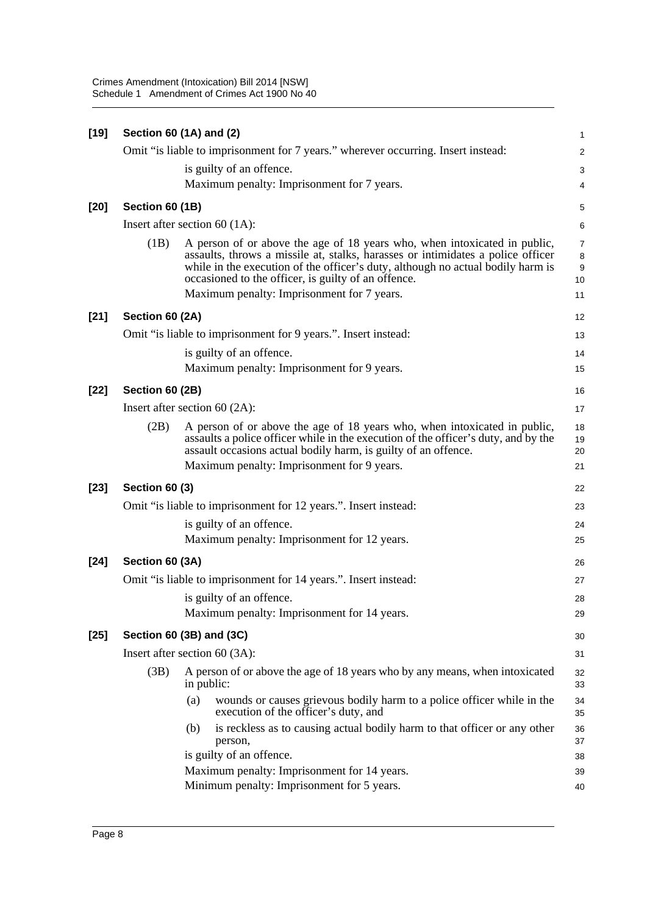**[19] Section 60 (1A) and (2)**

Omit "is liable to imprisonment for 7 years." wherever occurring. Insert instead:

is guilty of an offence.

Maximum penalty: Imprisonment for 7 years.

**[20] Section 60 (1B)**

Insert after section 60 (1A):

(1B) A person of or above the age of 18 years who, when intoxicated in public, assaults, throws a missile at, stalks, harasses or intimidates a police officer while in the execution of the officer's duty, although no actual bodily harm is occasioned to the officer, is guilty of an offence.

Maximum penalty: Imprisonment for 7 years.

**[21] Section 60 (2A)**

Omit "is liable to imprisonment for 9 years.". Insert instead:

is guilty of an offence.

Maximum penalty: Imprisonment for 9 years.

**[22] Section 60 (2B)**

Insert after section 60 (2A):

(2B) A person of or above the age of 18 years who, when intoxicated in public, assaults a police officer while in the execution of the officer's duty, and by the assault occasions actual bodily harm, is guilty of an offence.

Maximum penalty: Imprisonment for 9 years.

**[23] Section 60 (3)**

Omit "is liable to imprisonment for 12 years.". Insert instead:

is guilty of an offence.

Maximum penalty: Imprisonment for 12 years.

**[24] Section 60 (3A)**

Omit "is liable to imprisonment for 14 years.". Insert instead:

is guilty of an offence.

Maximum penalty: Imprisonment for 14 years.

**[25] Section 60 (3B) and (3C)**

Insert after section 60 (3A):

(3B) A person of or above the age of 18 years who by any means, when intoxicated in public:

(a) wounds or causes grievous bodily harm to a police officer while in the execution of the officer's duty, and

(b) is reckless as to causing actual bodily harm to that officer or any other person,

is guilty of an offence.

Maximum penalty: Imprisonment for 14 years.

Minimum penalty: Imprisonment for 5 years.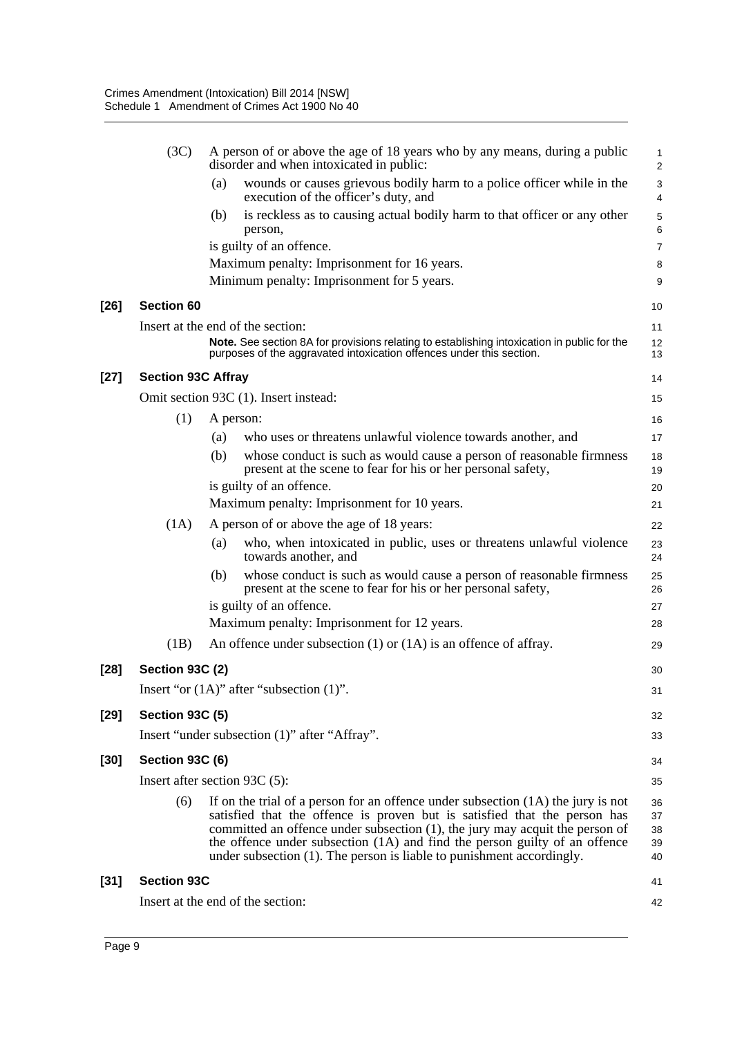(3C) A person of or above the age of 18 years who by any means, during a public disorder and when intoxicated in public:

(a) wounds or causes grievous bodily harm to a police officer while in the execution of the officer's duty, and

(b) is reckless as to causing actual bodily harm to that officer or any other person,

is guilty of an offence.

Maximum penalty: Imprisonment for 16 years.

Minimum penalty: Imprisonment for 5 years.

## [26] Section 60

Insert at the end of the section:

**Note.** See section 8A for provisions relating to establishing intoxication in public for the purposes of the aggravated intoxication offences under this section.

## [27] Section 93C Affray

Omit section 93C (1). Insert instead:

(1) A person:

(a) who uses or threatens unlawful violence towards another, and

(b) whose conduct is such as would cause a person of reasonable firmness present at the scene to fear for his or her personal safety,

is guilty of an offence.

Maximum penalty: Imprisonment for 10 years.

(1A) A person of or above the age of 18 years:

(a) who, when intoxicated in public, uses or threatens unlawful violence towards another, and

(b) whose conduct is such as would cause a person of reasonable firmness present at the scene to fear for his or her personal safety,

is guilty of an offence.

Maximum penalty: Imprisonment for 12 years.

(1B) An offence under subsection (1) or (1A) is an offence of affray.

## [28] Section 93C (2)

Insert "or (1A)" after "subsection (1)".

## [29] Section 93C (5)

Insert "under subsection (1)" after "Affray".

## [30] Section 93C (6)

Insert after section 93C (5):

(6) If on the trial of a person for an offence under subsection (1A) the jury is not satisfied that the offence is proven but is satisfied that the person has committed an offence under subsection (1), the jury may acquit the person of the offence under subsection (1A) and find the person guilty of an offence under subsection (1). The person is liable to punishment accordingly.

## [31] Section 93C

Insert at the end of the section: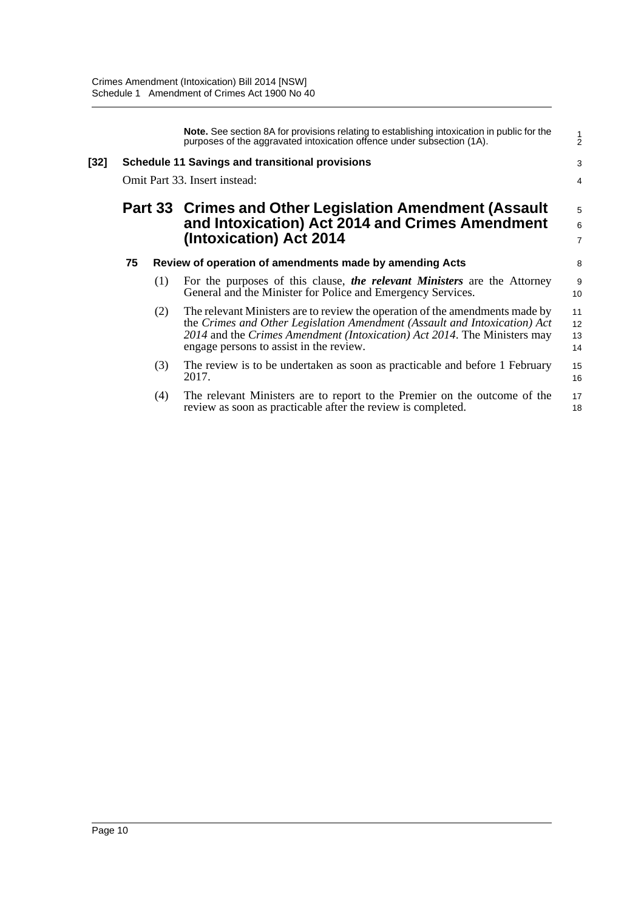**Note.** See section 8A for provisions relating to establishing intoxication in public for the purposes of the aggravated intoxication offence under subsection (1A).

**[32] Schedule 11 Savings and transitional provisions**

Omit Part 33. Insert instead:

## Part 33 Crimes and Other Legislation Amendment (Assault and Intoxication) Act 2014 and Crimes Amendment (Intoxication) Act 2014

### 75 Review of operation of amendments made by amending Acts

(1) For the purposes of this clause, ***the relevant Ministers*** are the Attorney General and the Minister for Police and Emergency Services.

(2) The relevant Ministers are to review the operation of the amendments made by the *Crimes and Other Legislation Amendment (Assault and Intoxication) Act 2014* and the *Crimes Amendment (Intoxication) Act 2014*. The Ministers may engage persons to assist in the review.

(3) The review is to be undertaken as soon as practicable and before 1 February 2017.

(4) The relevant Ministers are to report to the Premier on the outcome of the review as soon as practicable after the review is completed.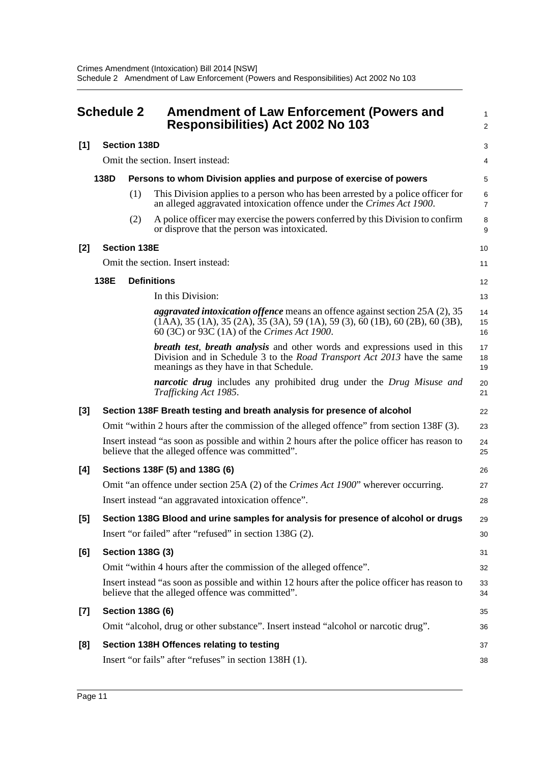## Schedule 2 Amendment of Law Enforcement (Powers and Responsibilities) Act 2002 No 103

**[1] Section 138D**

Omit the section. Insert instead:

**138D Persons to whom Division applies and purpose of exercise of powers**

(1) This Division applies to a person who has been arrested by a police officer for an alleged aggravated intoxication offence under the *Crimes Act 1900*.

(2) A police officer may exercise the powers conferred by this Division to confirm or disprove that the person was intoxicated.

**[2] Section 138E**

Omit the section. Insert instead:

**138E Definitions**

In this Division:

***aggravated intoxication offence*** means an offence against section 25A (2), 35 (1AA), 35 (1A), 35 (2A), 35 (3A), 59 (1A), 59 (3), 60 (1B), 60 (2B), 60 (3B), 60 (3C) or 93C (1A) of the *Crimes Act 1900*.

***breath test***, ***breath analysis*** and other words and expressions used in this Division and in Schedule 3 to the *Road Transport Act 2013* have the same meanings as they have in that Schedule.

***narcotic drug*** includes any prohibited drug under the *Drug Misuse and Trafficking Act 1985*.

**[3] Section 138F Breath testing and breath analysis for presence of alcohol**

Omit "within 2 hours after the commission of the alleged offence" from section 138F (3).

Insert instead "as soon as possible and within 2 hours after the police officer has reason to believe that the alleged offence was committed".

**[4] Sections 138F (5) and 138G (6)**

Omit "an offence under section 25A (2) of the *Crimes Act 1900*" wherever occurring.

Insert instead "an aggravated intoxication offence".

**[5] Section 138G Blood and urine samples for analysis for presence of alcohol or drugs**

Insert "or failed" after "refused" in section 138G (2).

**[6] Section 138G (3)**

Omit "within 4 hours after the commission of the alleged offence".

Insert instead "as soon as possible and within 12 hours after the police officer has reason to believe that the alleged offence was committed".

**[7] Section 138G (6)**

Omit "alcohol, drug or other substance". Insert instead "alcohol or narcotic drug".

**[8] Section 138H Offences relating to testing**

Insert "or fails" after "refuses" in section 138H (1).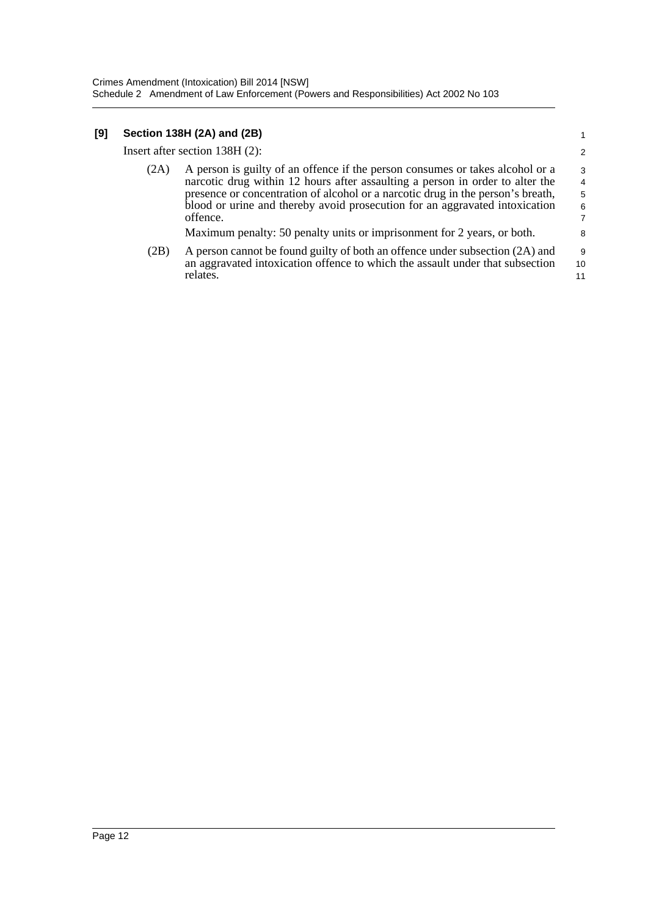### [9] Section 138H (2A) and (2B)

Insert after section 138H (2):

(2A) A person is guilty of an offence if the person consumes or takes alcohol or a narcotic drug within 12 hours after assaulting a person in order to alter the presence or concentration of alcohol or a narcotic drug in the person's breath, blood or urine and thereby avoid prosecution for an aggravated intoxication offence.

Maximum penalty: 50 penalty units or imprisonment for 2 years, or both.

(2B) A person cannot be found guilty of both an offence under subsection (2A) and an aggravated intoxication offence to which the assault under that subsection relates.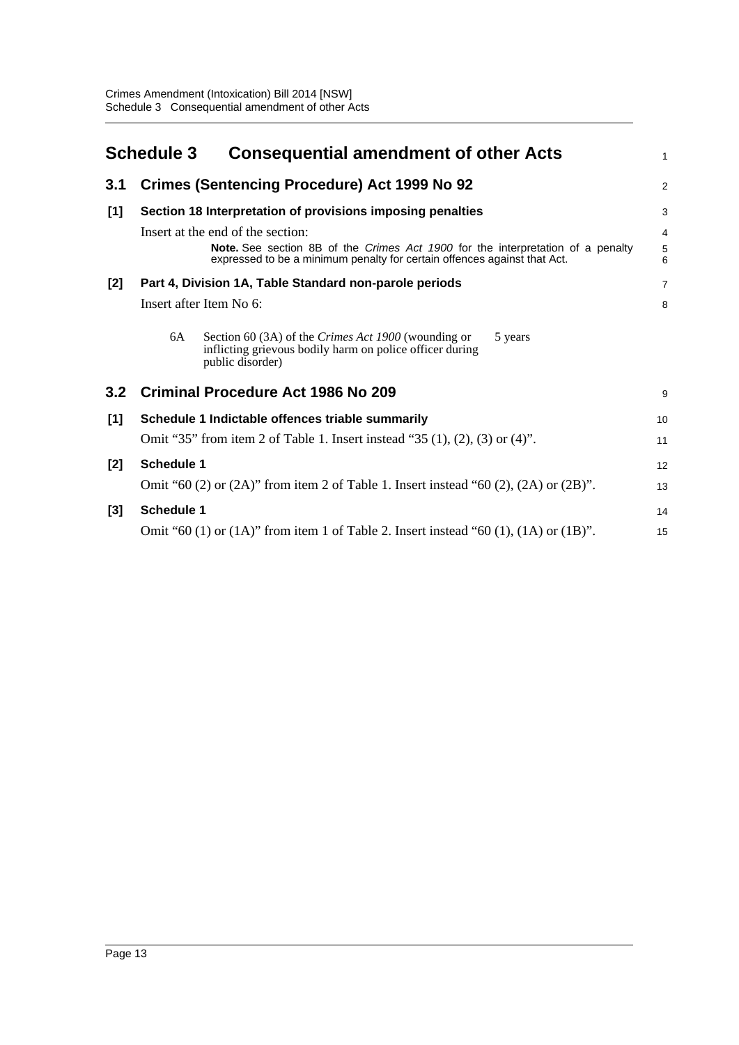# Schedule 3 Consequential amendment of other Acts

## 3.1 Crimes (Sentencing Procedure) Act 1999 No 92

### [1] Section 18 Interpretation of provisions imposing penalties

Insert at the end of the section:

**Note.** See section 8B of the *Crimes Act 1900* for the interpretation of a penalty expressed to be a minimum penalty for certain offences against that Act.

### [2] Part 4, Division 1A, Table Standard non-parole periods

Insert after Item No 6:

| | | |
|---|---|---|
| 6A | Section 60 (3A) of the *Crimes Act 1900* (wounding or inflicting grievous bodily harm on police officer during public disorder) | 5 years |

## 3.2 Criminal Procedure Act 1986 No 209

### [1] Schedule 1 Indictable offences triable summarily

Omit "35" from item 2 of Table 1. Insert instead "35 (1), (2), (3) or (4)".

### [2] Schedule 1

Omit "60 (2) or (2A)" from item 2 of Table 1. Insert instead "60 (2), (2A) or (2B)".

### [3] Schedule 1

Omit "60 (1) or (1A)" from item 1 of Table 2. Insert instead "60 (1), (1A) or (1B)".